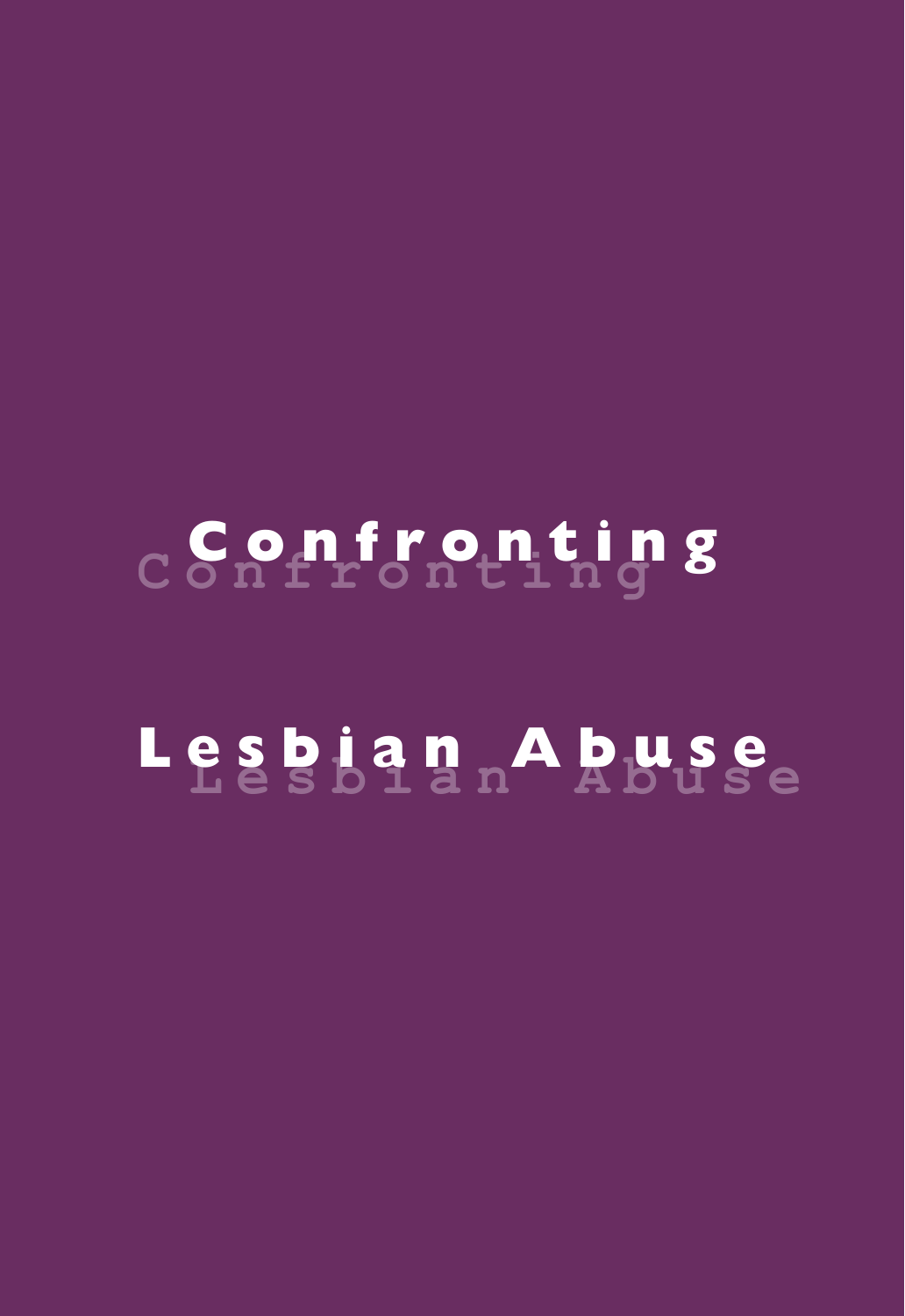# Confronting Lesbian Abuse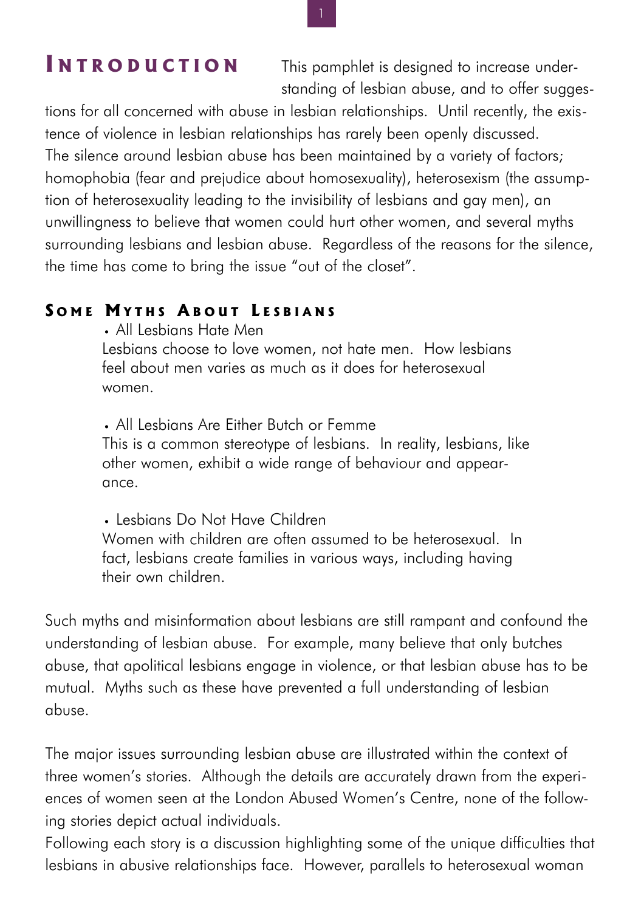## Introduction

This pamphlet is designed to increase understanding of lesbian abuse, and to offer suggestions for all concerned with abuse in lesbian relationships. Until recently, the existence of violence in lesbian relationships has rarely been openly discussed. The silence around lesbian abuse has been maintained by a variety of factors; homophobia (fear and prejudice about homosexuality), heterosexism (the assumption of heterosexuality leading to the invisibility of lesbians and gay men), an unwillingness to believe that women could hurt other women, and several myths surrounding lesbians and lesbian abuse. Regardless of the reasons for the silence, the time has come to bring the issue "out of the closet".

### Some Myths About Lesbians

- All Lesbians Hate Men

  Lesbians choose to love women, not hate men. How lesbians feel about men varies as much as it does for heterosexual women.

- All Lesbians Are Either Butch or Femme

  This is a common stereotype of lesbians. In reality, lesbians, like other women, exhibit a wide range of behaviour and appearance.

- Lesbians Do Not Have Children

  Women with children are often assumed to be heterosexual. In fact, lesbians create families in various ways, including having their own children.

Such myths and misinformation about lesbians are still rampant and confound the understanding of lesbian abuse. For example, many believe that only butches abuse, that apolitical lesbians engage in violence, or that lesbian abuse has to be mutual. Myths such as these have prevented a full understanding of lesbian abuse.

The major issues surrounding lesbian abuse are illustrated within the context of three women's stories. Although the details are accurately drawn from the experiences of women seen at the London Abused Women's Centre, none of the following stories depict actual individuals.

Following each story is a discussion highlighting some of the unique difficulties that lesbians in abusive relationships face. However, parallels to heterosexual woman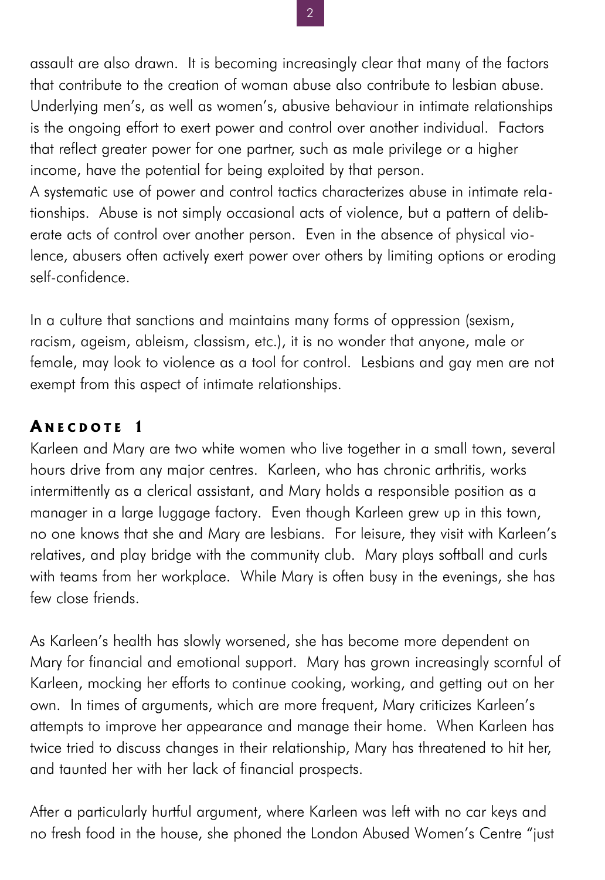assault are also drawn. It is becoming increasingly clear that many of the factors that contribute to the creation of woman abuse also contribute to lesbian abuse. Underlying men's, as well as women's, abusive behaviour in intimate relationships is the ongoing effort to exert power and control over another individual. Factors that reflect greater power for one partner, such as male privilege or a higher income, have the potential for being exploited by that person.

A systematic use of power and control tactics characterizes abuse in intimate relationships. Abuse is not simply occasional acts of violence, but a pattern of deliberate acts of control over another person. Even in the absence of physical violence, abusers often actively exert power over others by limiting options or eroding self-confidence.

In a culture that sanctions and maintains many forms of oppression (sexism, racism, ageism, ableism, classism, etc.), it is no wonder that anyone, male or female, may look to violence as a tool for control. Lesbians and gay men are not exempt from this aspect of intimate relationships.

## Anecdote 1

Karleen and Mary are two white women who live together in a small town, several hours drive from any major centres. Karleen, who has chronic arthritis, works intermittently as a clerical assistant, and Mary holds a responsible position as a manager in a large luggage factory. Even though Karleen grew up in this town, no one knows that she and Mary are lesbians. For leisure, they visit with Karleen's relatives, and play bridge with the community club. Mary plays softball and curls with teams from her workplace. While Mary is often busy in the evenings, she has few close friends.

As Karleen's health has slowly worsened, she has become more dependent on Mary for financial and emotional support. Mary has grown increasingly scornful of Karleen, mocking her efforts to continue cooking, working, and getting out on her own. In times of arguments, which are more frequent, Mary criticizes Karleen's attempts to improve her appearance and manage their home. When Karleen has twice tried to discuss changes in their relationship, Mary has threatened to hit her, and taunted her with her lack of financial prospects.

After a particularly hurtful argument, where Karleen was left with no car keys and no fresh food in the house, she phoned the London Abused Women's Centre "just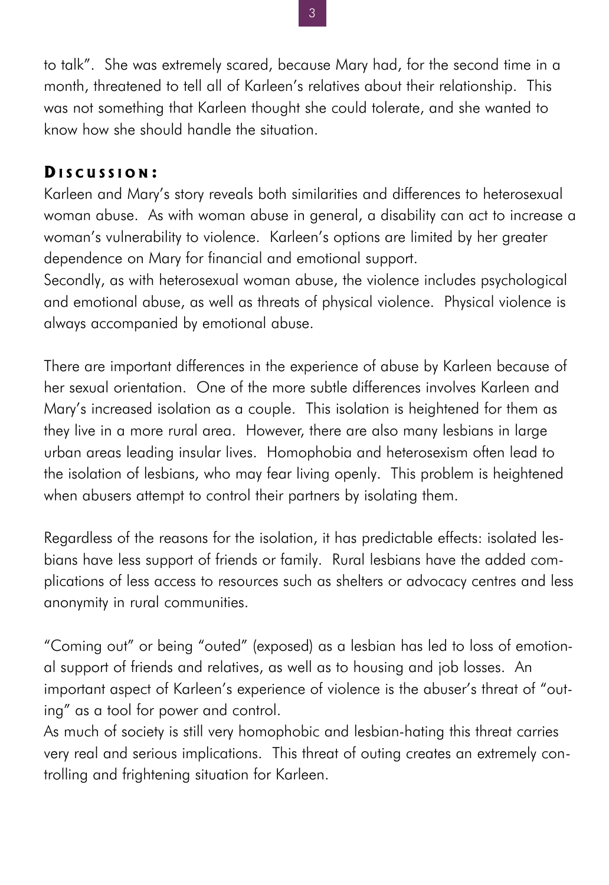to talk". She was extremely scared, because Mary had, for the second time in a month, threatened to tell all of Karleen's relatives about their relationship. This was not something that Karleen thought she could tolerate, and she wanted to know how she should handle the situation.

## Discussion:

Karleen and Mary's story reveals both similarities and differences to heterosexual woman abuse. As with woman abuse in general, a disability can act to increase a woman's vulnerability to violence. Karleen's options are limited by her greater dependence on Mary for financial and emotional support.

Secondly, as with heterosexual woman abuse, the violence includes psychological and emotional abuse, as well as threats of physical violence. Physical violence is always accompanied by emotional abuse.

There are important differences in the experience of abuse by Karleen because of her sexual orientation. One of the more subtle differences involves Karleen and Mary's increased isolation as a couple. This isolation is heightened for them as they live in a more rural area. However, there are also many lesbians in large urban areas leading insular lives. Homophobia and heterosexism often lead to the isolation of lesbians, who may fear living openly. This problem is heightened when abusers attempt to control their partners by isolating them.

Regardless of the reasons for the isolation, it has predictable effects: isolated lesbians have less support of friends or family. Rural lesbians have the added complications of less access to resources such as shelters or advocacy centres and less anonymity in rural communities.

"Coming out" or being "outed" (exposed) as a lesbian has led to loss of emotional support of friends and relatives, as well as to housing and job losses. An important aspect of Karleen's experience of violence is the abuser's threat of "outing" as a tool for power and control.

As much of society is still very homophobic and lesbian-hating this threat carries very real and serious implications. This threat of outing creates an extremely controlling and frightening situation for Karleen.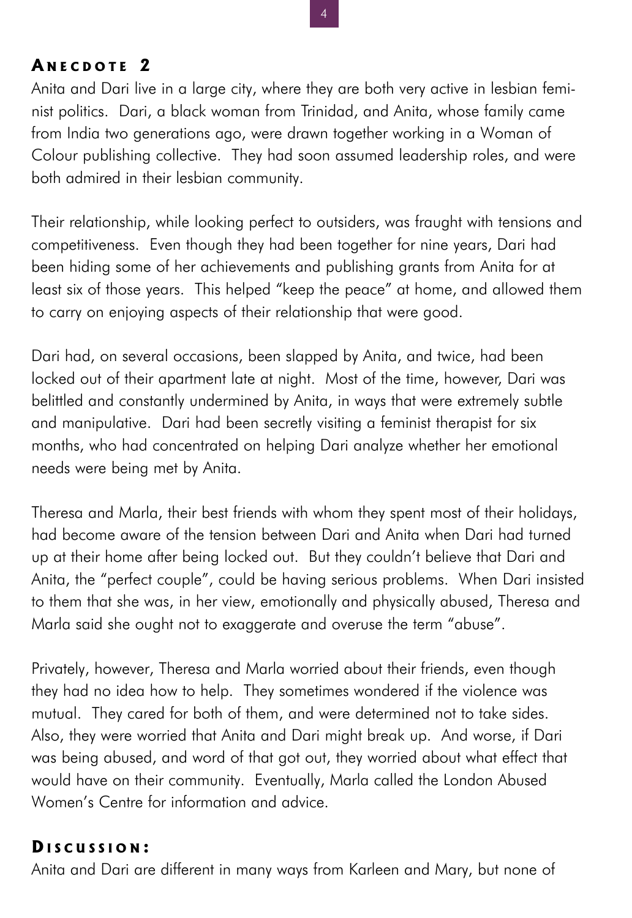## Anecdote 2

Anita and Dari live in a large city, where they are both very active in lesbian feminist politics. Dari, a black woman from Trinidad, and Anita, whose family came from India two generations ago, were drawn together working in a Woman of Colour publishing collective. They had soon assumed leadership roles, and were both admired in their lesbian community.

Their relationship, while looking perfect to outsiders, was fraught with tensions and competitiveness. Even though they had been together for nine years, Dari had been hiding some of her achievements and publishing grants from Anita for at least six of those years. This helped "keep the peace" at home, and allowed them to carry on enjoying aspects of their relationship that were good.

Dari had, on several occasions, been slapped by Anita, and twice, had been locked out of their apartment late at night. Most of the time, however, Dari was belittled and constantly undermined by Anita, in ways that were extremely subtle and manipulative. Dari had been secretly visiting a feminist therapist for six months, who had concentrated on helping Dari analyze whether her emotional needs were being met by Anita.

Theresa and Marla, their best friends with whom they spent most of their holidays, had become aware of the tension between Dari and Anita when Dari had turned up at their home after being locked out. But they couldn't believe that Dari and Anita, the "perfect couple", could be having serious problems. When Dari insisted to them that she was, in her view, emotionally and physically abused, Theresa and Marla said she ought not to exaggerate and overuse the term "abuse".

Privately, however, Theresa and Marla worried about their friends, even though they had no idea how to help. They sometimes wondered if the violence was mutual. They cared for both of them, and were determined not to take sides. Also, they were worried that Anita and Dari might break up. And worse, if Dari was being abused, and word of that got out, they worried about what effect that would have on their community. Eventually, Marla called the London Abused Women's Centre for information and advice.

## Discussion:

Anita and Dari are different in many ways from Karleen and Mary, but none of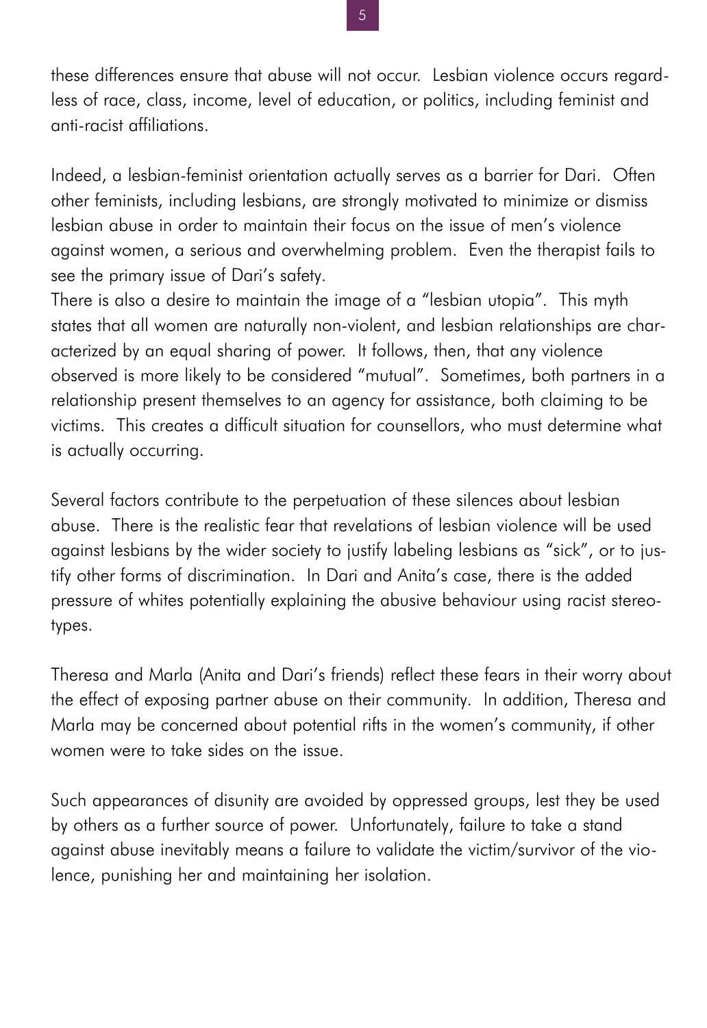these differences ensure that abuse will not occur. Lesbian violence occurs regardless of race, class, income, level of education, or politics, including feminist and anti-racist affiliations.

Indeed, a lesbian-feminist orientation actually serves as a barrier for Dari. Often other feminists, including lesbians, are strongly motivated to minimize or dismiss lesbian abuse in order to maintain their focus on the issue of men's violence against women, a serious and overwhelming problem. Even the therapist fails to see the primary issue of Dari's safety.

There is also a desire to maintain the image of a "lesbian utopia". This myth states that all women are naturally non-violent, and lesbian relationships are characterized by an equal sharing of power. It follows, then, that any violence observed is more likely to be considered "mutual". Sometimes, both partners in a relationship present themselves to an agency for assistance, both claiming to be victims. This creates a difficult situation for counsellors, who must determine what is actually occurring.

Several factors contribute to the perpetuation of these silences about lesbian abuse. There is the realistic fear that revelations of lesbian violence will be used against lesbians by the wider society to justify labeling lesbians as "sick", or to justify other forms of discrimination. In Dari and Anita's case, there is the added pressure of whites potentially explaining the abusive behaviour using racist stereotypes.

Theresa and Marla (Anita and Dari's friends) reflect these fears in their worry about the effect of exposing partner abuse on their community. In addition, Theresa and Marla may be concerned about potential rifts in the women's community, if other women were to take sides on the issue.

Such appearances of disunity are avoided by oppressed groups, lest they be used by others as a further source of power. Unfortunately, failure to take a stand against abuse inevitably means a failure to validate the victim/survivor of the violence, punishing her and maintaining her isolation.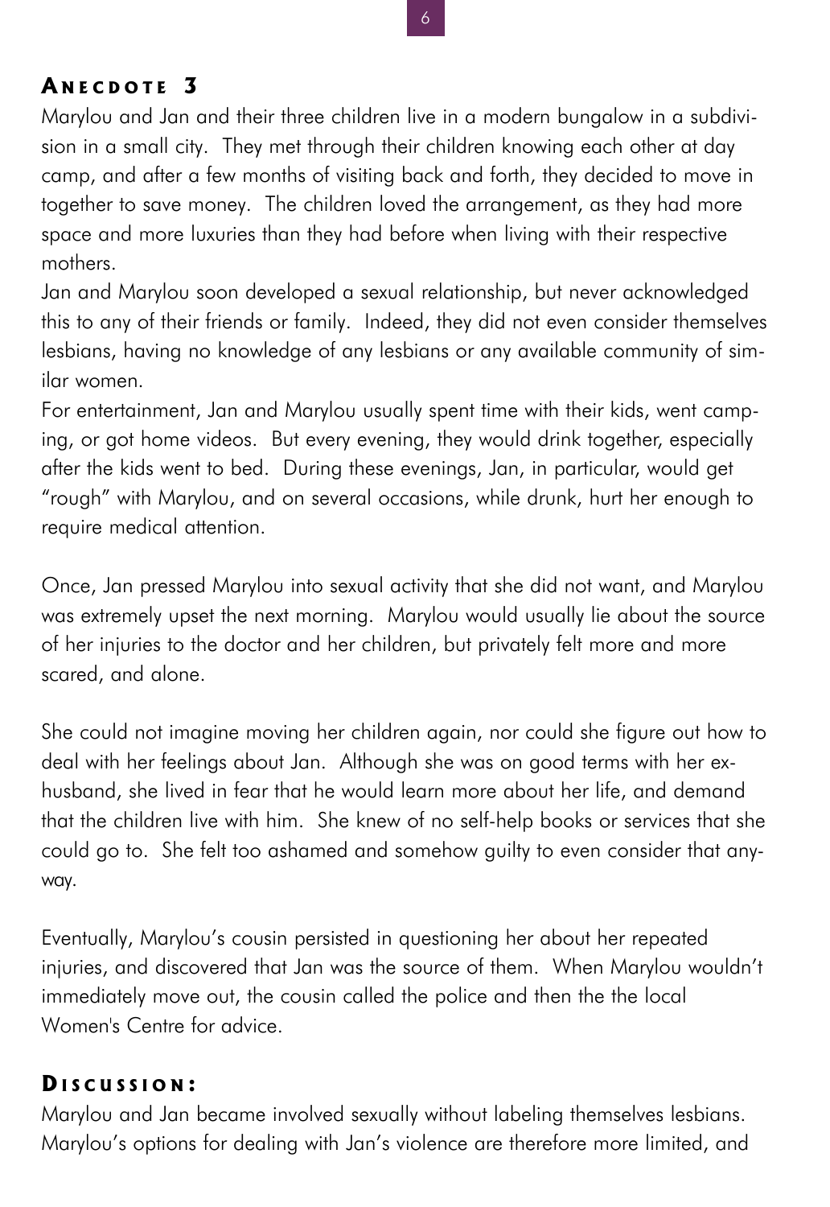## Anecdote 3

Marylou and Jan and their three children live in a modern bungalow in a subdivision in a small city. They met through their children knowing each other at day camp, and after a few months of visiting back and forth, they decided to move in together to save money. The children loved the arrangement, as they had more space and more luxuries than they had before when living with their respective mothers.

Jan and Marylou soon developed a sexual relationship, but never acknowledged this to any of their friends or family. Indeed, they did not even consider themselves lesbians, having no knowledge of any lesbians or any available community of similar women.

For entertainment, Jan and Marylou usually spent time with their kids, went camping, or got home videos. But every evening, they would drink together, especially after the kids went to bed. During these evenings, Jan, in particular, would get "rough" with Marylou, and on several occasions, while drunk, hurt her enough to require medical attention.

Once, Jan pressed Marylou into sexual activity that she did not want, and Marylou was extremely upset the next morning. Marylou would usually lie about the source of her injuries to the doctor and her children, but privately felt more and more scared, and alone.

She could not imagine moving her children again, nor could she figure out how to deal with her feelings about Jan. Although she was on good terms with her ex-husband, she lived in fear that he would learn more about her life, and demand that the children live with him. She knew of no self-help books or services that she could go to. She felt too ashamed and somehow guilty to even consider that anyway.

Eventually, Marylou's cousin persisted in questioning her about her repeated injuries, and discovered that Jan was the source of them. When Marylou wouldn't immediately move out, the cousin called the police and then the the local Women's Centre for advice.

## Discussion:

Marylou and Jan became involved sexually without labeling themselves lesbians. Marylou's options for dealing with Jan's violence are therefore more limited, and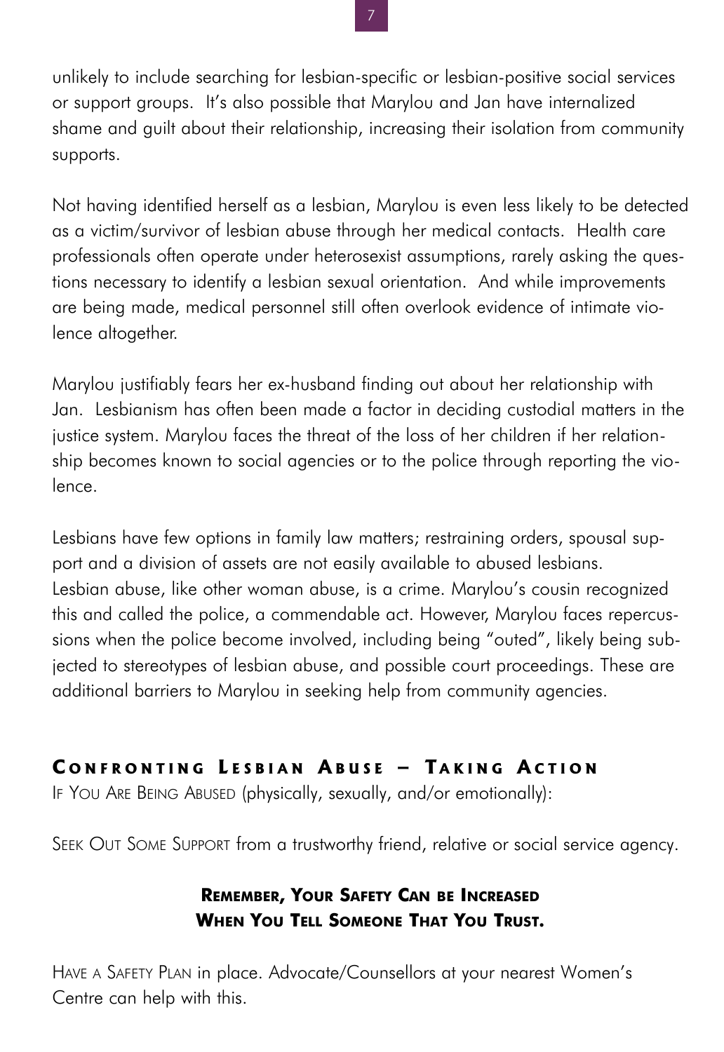unlikely to include searching for lesbian-specific or lesbian-positive social services or support groups. It's also possible that Marylou and Jan have internalized shame and guilt about their relationship, increasing their isolation from community supports.

Not having identified herself as a lesbian, Marylou is even less likely to be detected as a victim/survivor of lesbian abuse through her medical contacts. Health care professionals often operate under heterosexist assumptions, rarely asking the questions necessary to identify a lesbian sexual orientation. And while improvements are being made, medical personnel still often overlook evidence of intimate violence altogether.

Marylou justifiably fears her ex-husband finding out about her relationship with Jan. Lesbianism has often been made a factor in deciding custodial matters in the justice system. Marylou faces the threat of the loss of her children if her relationship becomes known to social agencies or to the police through reporting the violence.

Lesbians have few options in family law matters; restraining orders, spousal support and a division of assets are not easily available to abused lesbians. Lesbian abuse, like other woman abuse, is a crime. Marylou's cousin recognized this and called the police, a commendable act. However, Marylou faces repercussions when the police become involved, including being "outed", likely being subjected to stereotypes of lesbian abuse, and possible court proceedings. These are additional barriers to Marylou in seeking help from community agencies.

## Confronting Lesbian Abuse – Taking Action

If You Are Being Abused (physically, sexually, and/or emotionally):

Seek Out Some Support from a trustworthy friend, relative or social service agency.

**Remember, Your Safety Can be Increased When You Tell Someone That You Trust.**

Have a Safety Plan in place. Advocate/Counsellors at your nearest Women's Centre can help with this.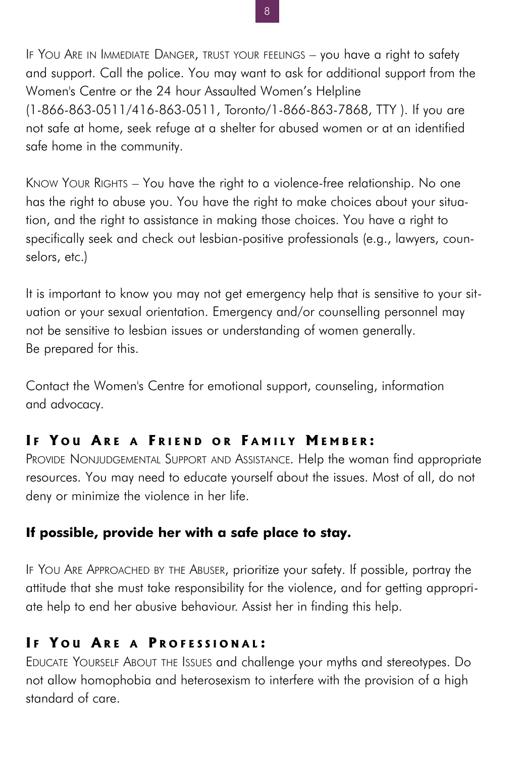If You Are in Immediate Danger, trust your feelings – you have a right to safety and support. Call the police. You may want to ask for additional support from the Women's Centre or the 24 hour Assaulted Women's Helpline (1-866-863-0511/416-863-0511, Toronto/1-866-863-7868, TTY ). If you are not safe at home, seek refuge at a shelter for abused women or at an identified safe home in the community.

Know Your Rights – You have the right to a violence-free relationship. No one has the right to abuse you. You have the right to make choices about your situation, and the right to assistance in making those choices. You have a right to specifically seek and check out lesbian-positive professionals (e.g., lawyers, counselors, etc.)

It is important to know you may not get emergency help that is sensitive to your situation or your sexual orientation. Emergency and/or counselling personnel may not be sensitive to lesbian issues or understanding of women generally. Be prepared for this.

Contact the Women's Centre for emotional support, counseling, information and advocacy.

## If You Are a Friend or Family Member:

Provide Nonjudgemental Support and Assistance. Help the woman find appropriate resources. You may need to educate yourself about the issues. Most of all, do not deny or minimize the violence in her life.

**If possible, provide her with a safe place to stay.**

If You Are Approached by the Abuser, prioritize your safety. If possible, portray the attitude that she must take responsibility for the violence, and for getting appropriate help to end her abusive behaviour. Assist her in finding this help.

## If You Are a Professional:

Educate Yourself About the Issues and challenge your myths and stereotypes. Do not allow homophobia and heterosexism to interfere with the provision of a high standard of care.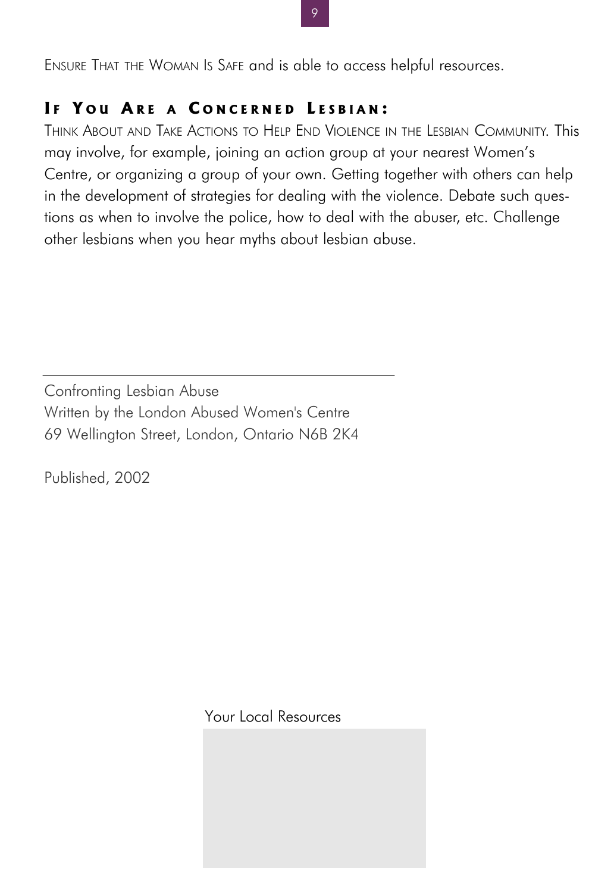Ensure That the Woman Is Safe and is able to access helpful resources.

### If You Are a Concerned Lesbian:

Think About and Take Actions to Help End Violence in the Lesbian Community. This may involve, for example, joining an action group at your nearest Women's Centre, or organizing a group of your own. Getting together with others can help in the development of strategies for dealing with the violence. Debate such questions as when to involve the police, how to deal with the abuser, etc. Challenge other lesbians when you hear myths about lesbian abuse.

---

Confronting Lesbian Abuse
Written by the London Abused Women's Centre
69 Wellington Street, London, Ontario N6B 2K4

Published, 2002

Your Local Resources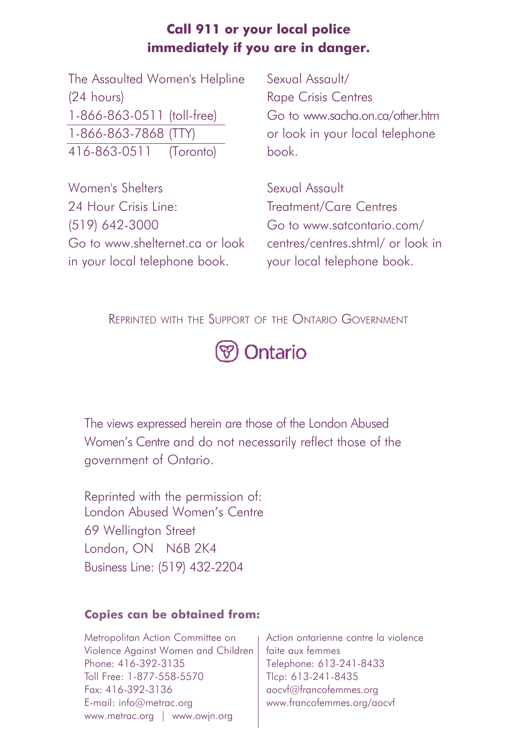**Call 911 or your local police immediately if you are in danger.**

The Assaulted Women's Helpline
(24 hours)
1-866-863-0511 (toll-free)
1-866-863-7868 (TTY)
416-863-0511 (Toronto)

Women's Shelters
24 Hour Crisis Line:
(519) 642-3000
Go to www.shelternet.ca or look in your local telephone book.

Sexual Assault/
Rape Crisis Centres
Go to www.sacha.on.ca/other.htm or look in your local telephone book.

Sexual Assault
Treatment/Care Centres
Go to www.satcontario.com/centres/centres.shtml/ or look in your local telephone book.

Reprinted with the Support of the Ontario Government

Ontario

The views expressed herein are those of the London Abused Women's Centre and do not necessarily reflect those of the government of Ontario.

Reprinted with the permission of:
London Abused Women's Centre
69 Wellington Street
London, ON N6B 2K4
Business Line: (519) 432-2204

**Copies can be obtained from:**

Metropolitan Action Committee on Violence Against Women and Children
Phone: 416-392-3135
Toll Free: 1-877-558-5570
Fax: 416-392-3136
E-mail: info@metrac.org
www.metrac.org | www.owjn.org

Action ontarienne contre la violence faite aux femmes
Telephone: 613-241-8433
Tlcp: 613-241-8435
aocvf@francofemmes.org
www.francofemmes.org/aocvf